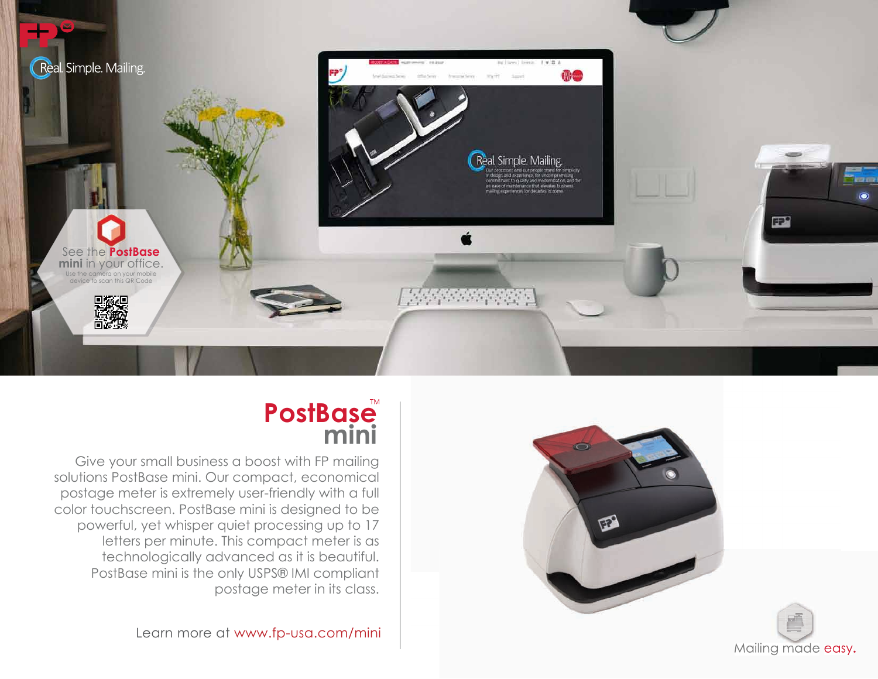Real. Simple. Mailing.

See the **PostBase mini** in your office.

Use the camera on your mobile device to scan this QR Code

# PostBase™ mini

Give your small business a boost with FP mailing solutions PostBase mini. Our compact, economical postage meter is extremely user-friendly with a full color touchscreen. PostBase mini is designed to be powerful, yet whisper quiet processing up to 17 letters per minute. This compact meter is as technologically advanced as it is beautiful. PostBase mini is the only USPS® IMI compliant postage meter in its class.

Learn more at www.fp-usa.com/mini

Mailing made easy.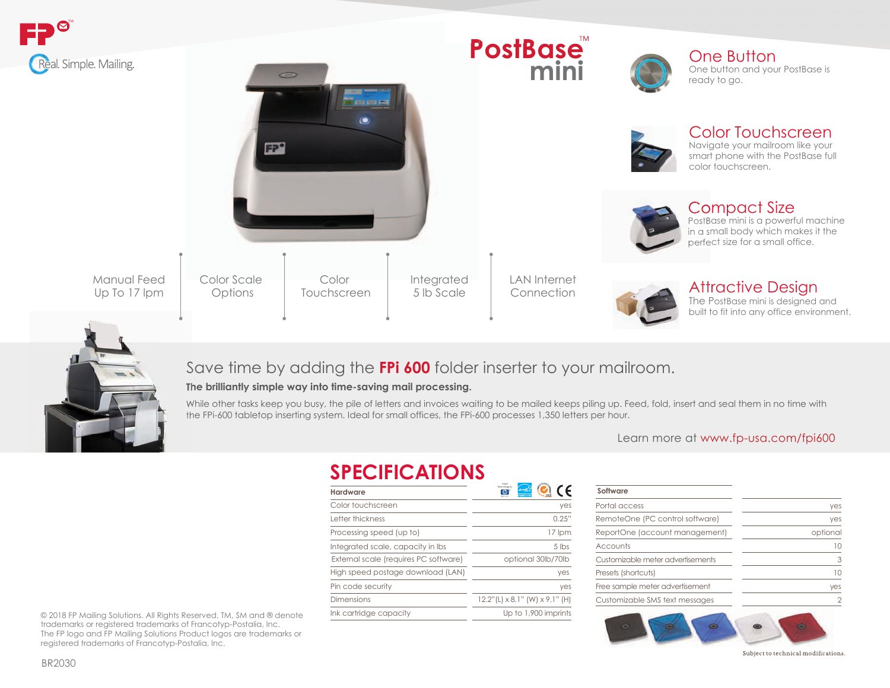Real. Simple. Mailing.

# PostBase™ mini

## One Button

One button and your PostBase is ready to go.

## Color Touchscreen

Navigate your mailroom like your smart phone with the PostBase full color touchscreen.

## Compact Size

PostBase mini is a powerful machine in a small body which makes it the perfect size for a small office.

## Attractive Design

The PostBase mini is designed and built to fit into any office environment.

Manual Feed Up To 17 lpm

Color Scale Options

Color Touchscreen

Integrated 5 lb Scale

LAN Internet Connection

## Save time by adding the **FPi 600** folder inserter to your mailroom.

**The brilliantly simple way into time-saving mail processing.**

While other tasks keep you busy, the pile of letters and invoices waiting to be mailed keeps piling up. Feed, fold, insert and seal them in no time with the FPi-600 tabletop inserting system. Ideal for small offices, the FPi-600 processes 1,350 letters per hour.

Learn more at www.fp-usa.com/fpi600

# SPECIFICATIONS

| Hardware | |
|---|---|
| Color touchscreen | yes |
| Letter thickness | 0.25" |
| Processing speed (up to) | 17 lpm |
| Integrated scale, capacity in lbs | 5 lbs |
| External scale (requires PC software) | optional 30lb/70lb |
| High speed postage download (LAN) | yes |
| Pin code security | yes |
| Dimensions | 12.2" (L) x 8.1" (W) x 9.1" (H) |
| Ink cartridge capacity | Up to 1,900 imprints |

| Software | |
|---|---|
| Portal access | yes |
| RemoteOne (PC control software) | yes |
| ReportOne (account management) | optional |
| Accounts | 10 |
| Customizable meter advertisements | 3 |
| Presets (shortcuts) | 10 |
| Free sample meter advertisement | yes |
| Customizable SMS text messages | 2 |

Subject to technical modifications.

© 2018 FP Mailing Solutions. All Rights Reserved. TM, SM and ® denote trademarks or registered trademarks of Francotyp-Postalia, Inc.
The FP logo and FP Mailing Solutions Product logos are trademarks or registered trademarks of Francotyp-Postalia, Inc.

BR2030